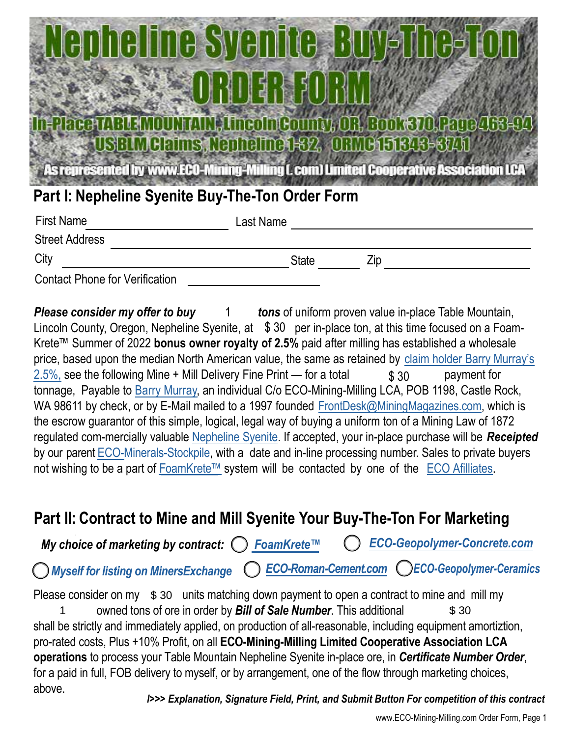# Nepheline Syenite Buy-The-Ton ORDER FORM

**In-Place TABLE MOUNTAIN, Lincoln County, OR, Book 370, Page 463-94**

**US BLM Claims, Nepheline 1-32, ORMC 151343-3741**

**As represented by www.ECO-Mining-Milling(.com) Limited Cooperative Association LCA**

## Part I: Nepheline Syenite Buy-The-Ton Order Form

First Name ______________________ Last Name ______________________

Street Address ______________________

City ______________________ State ________ Zip ______________________

Contact Phone for Verification ______________________

***Please consider my offer to buy*** 1 ***tons*** of uniform proven value in-place Table Mountain, Lincoln County, Oregon, Nepheline Syenite, at $ 30 per in-place ton, at this time focused on a Foam-Krete™ Summer of 2022 **bonus owner royalty of 2.5%** paid after milling has established a wholesale price, based upon the median North American value, the same as retained by claim holder Barry Murray's 2.5%, see the following Mine + Mill Delivery Fine Print — for a total $ 30 payment for tonnage, Payable to Barry Murray, an individual C/o ECO-Mining-Milling LCA, POB 1198, Castle Rock, WA 98611 by check, or by E-Mail mailed to a 1997 founded FrontDesk@MiningMagazines.com, which is the escrow guarantor of this simple, logical, legal way of buying a uniform ton of a Mining Law of 1872 regulated com-mercially valuable Nepheline Syenite. If accepted, your in-place purchase will be ***Receipted*** by our parent ECO-Minerals-Stockpile, with a date and in-line processing number. Sales to private buyers not wishing to be a part of FoamKrete™ system will be contacted by one of the ECO Afilliates.

## Part II: Contract to Mine and Mill Syenite Your Buy-The-Ton For Marketing

***My choice of marketing by contract:*** ◯ ***FoamKrete™*** ◯ ***ECO-Geopolymer-Concrete.com***

◯ ***Myself for listing on MinersExchange*** ◯ ***ECO-Roman-Cement.com*** ◯ ***ECO-Geopolymer-Ceramics***

Please consider on my $ 30 units matching down payment to open a contract to mine and mill my 1 owned tons of ore in order by ***Bill of Sale Number***. This additional $ 30 shall be strictly and immediately applied, on production of all-reasonable, including equipment amortiztion, pro-rated costs, Plus +10% Profit, on all **ECO-Mining-Milling Limited Cooperative Association LCA operations** to process your Table Mountain Nepheline Syenite in-place ore, in ***Certificate Number Order***, for a paid in full, FOB delivery to myself, or by arrangement, one of the flow through marketing choices, above.

***/>>> Explanation, Signature Field, Print, and Submit Button For competition of this contract***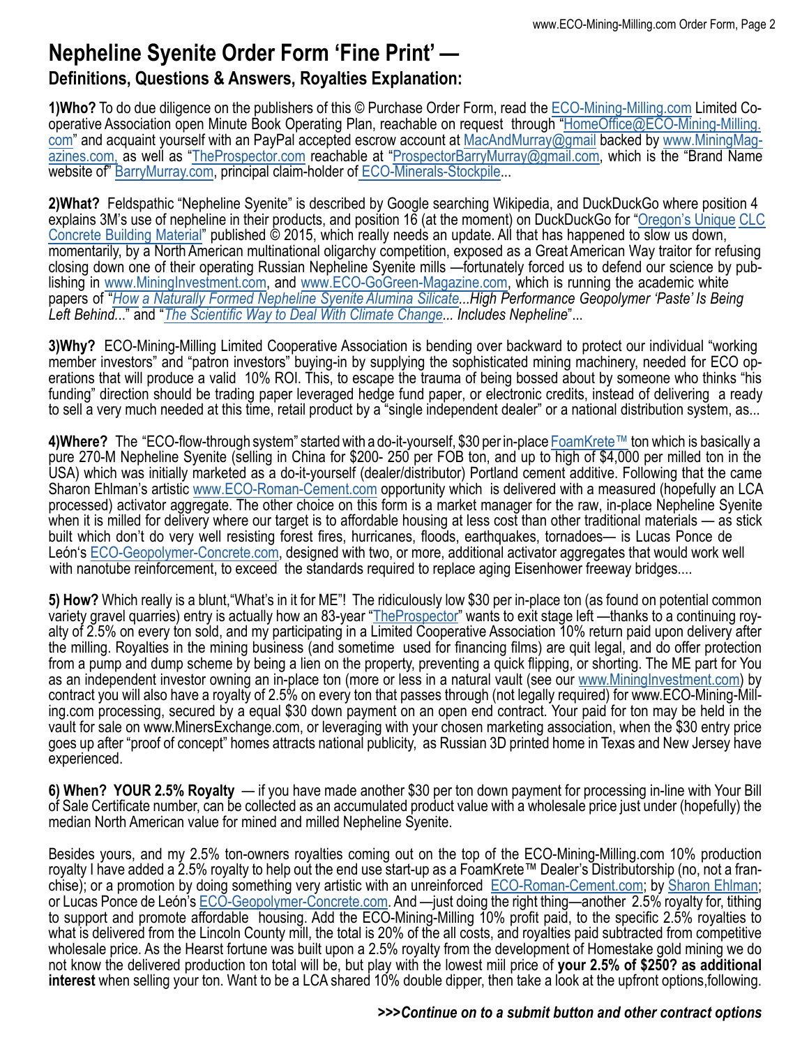# Nepheline Syenite Order Form 'Fine Print' —

## Definitions, Questions & Answers, Royalties Explanation:

**1)Who?** To do due diligence on the publishers of this © Purchase Order Form, read the ECO-Mining-Milling.com Limited Co-operative Association open Minute Book Operating Plan, reachable on request through "HomeOffice@ECO-Mining-Milling.com" and acquaint yourself with an PayPal accepted escrow account at MacAndMurray@gmail backed by www.MiningMagazines.com, as well as "TheProspector.com reachable at "ProspectorBarryMurray@gmail.com, which is the "Brand Name website of" BarryMurray.com, principal claim-holder of ECO-Minerals-Stockpile...

**2)What?** Feldspathic "Nepheline Syenite" is described by Google searching Wikipedia, and DuckDuckGo where position 4 explains 3M's use of nepheline in their products, and position 16 (at the moment) on DuckDuckGo for "Oregon's Unique CLC Concrete Building Material" published © 2015, which really needs an update. All that has happened to slow us down, momentarily, by a North American multinational oligarchy competition, exposed as a Great American Way traitor for refusing closing down one of their operating Russian Nepheline Syenite mills —fortunately forced us to defend our science by publishing in www.MiningInvestment.com, and www.ECO-GoGreen-Magazine.com, which is running the academic white papers of "*How a Naturally Formed Nepheline Syenite Alumina Silicate...High Performance Geopolymer 'Paste' Is Being Left Behind...*" and "*The Scientific Way to Deal With Climate Change... Includes Nepheline*"...

**3)Why?** ECO-Mining-Milling Limited Cooperative Association is bending over backward to protect our individual "working member investors" and "patron investors" buying-in by supplying the sophisticated mining machinery, needed for ECO operations that will produce a valid 10% ROI. This, to escape the trauma of being bossed about by someone who thinks "his funding" direction should be trading paper leveraged hedge fund paper, or electronic credits, instead of delivering a ready to sell a very much needed at this time, retail product by a "single independent dealer" or a national distribution system, as...

**4)Where?** The "ECO-flow-through system" started with a do-it-yourself, $30 per in-place FoamKrete™ ton which is basically a pure 270-M Nepheline Syenite (selling in China for $200- 250 per FOB ton, and up to high of $4,000 per milled ton in the USA) which was initially marketed as a do-it-yourself (dealer/distributor) Portland cement additive. Following that the came Sharon Ehlman's artistic www.ECO-Roman-Cement.com opportunity which is delivered with a measured (hopefully an LCA processed) activator aggregate. The other choice on this form is a market manager for the raw, in-place Nepheline Syenite when it is milled for delivery where our target is to affordable housing at less cost than other traditional materials — as stick built which don't do very well resisting forest fires, hurricanes, floods, earthquakes, tornadoes— is Lucas Ponce de León's ECO-Geopolymer-Concrete.com, designed with two, or more, additional activator aggregates that would work well with nanotube reinforcement, to exceed the standards required to replace aging Eisenhower freeway bridges....

**5) How?** Which really is a blunt,"What's in it for ME"! The ridiculously low $30 per in-place ton (as found on potential common variety gravel quarries) entry is actually how an 83-year "TheProspector" wants to exit stage left —thanks to a continuing royalty of 2.5% on every ton sold, and my participating in a Limited Cooperative Association 10% return paid upon delivery after the milling. Royalties in the mining business (and sometime used for financing films) are quit legal, and do offer protection from a pump and dump scheme by being a lien on the property, preventing a quick flipping, or shorting. The ME part for You as an independent investor owning an in-place ton (more or less in a natural vault (see our www.MiningInvestment.com) by contract you will also have a royalty of 2.5% on every ton that passes through (not legally required) for www.ECO-Mining-Milling.com processing, secured by a equal $30 down payment on an open end contract. Your paid for ton may be held in the vault for sale on www.MinersExchange.com, or leveraging with your chosen marketing association, when the $30 entry price goes up after "proof of concept" homes attracts national publicity, as Russian 3D printed home in Texas and New Jersey have experienced.

**6) When? YOUR 2.5% Royalty** — if you have made another $30 per ton down payment for processing in-line with Your Bill of Sale Certificate number, can be collected as an accumulated product value with a wholesale price just under (hopefully) the median North American value for mined and milled Nepheline Syenite.

Besides yours, and my 2.5% ton-owners royalties coming out on the top of the ECO-Mining-Milling.com 10% production royalty I have added a 2.5% royalty to help out the end use start-up as a FoamKrete™ Dealer's Distributorship (no, not a franchise); or a promotion by doing something very artistic with an unreinforced ECO-Roman-Cement.com; by Sharon Ehlman; or Lucas Ponce de León's ECO-Geopolymer-Concrete.com. And —just doing the right thing—another 2.5% royalty for, tithing to support and promote affordable housing. Add the ECO-Mining-Milling 10% profit paid, to the specific 2.5% royalties to what is delivered from the Lincoln County mill, the total is 20% of the all costs, and royalties paid subtracted from competitive wholesale price. As the Hearst fortune was built upon a 2.5% royalty from the development of Homestake gold mining we do not know the delivered production ton total will be, but play with the lowest miil price of **your 2.5% of $250? as additional interest** when selling your ton. Want to be a LCA shared 10% double dipper, then take a look at the upfront options,following.

***>>>Continue on to a submit button and other contract options***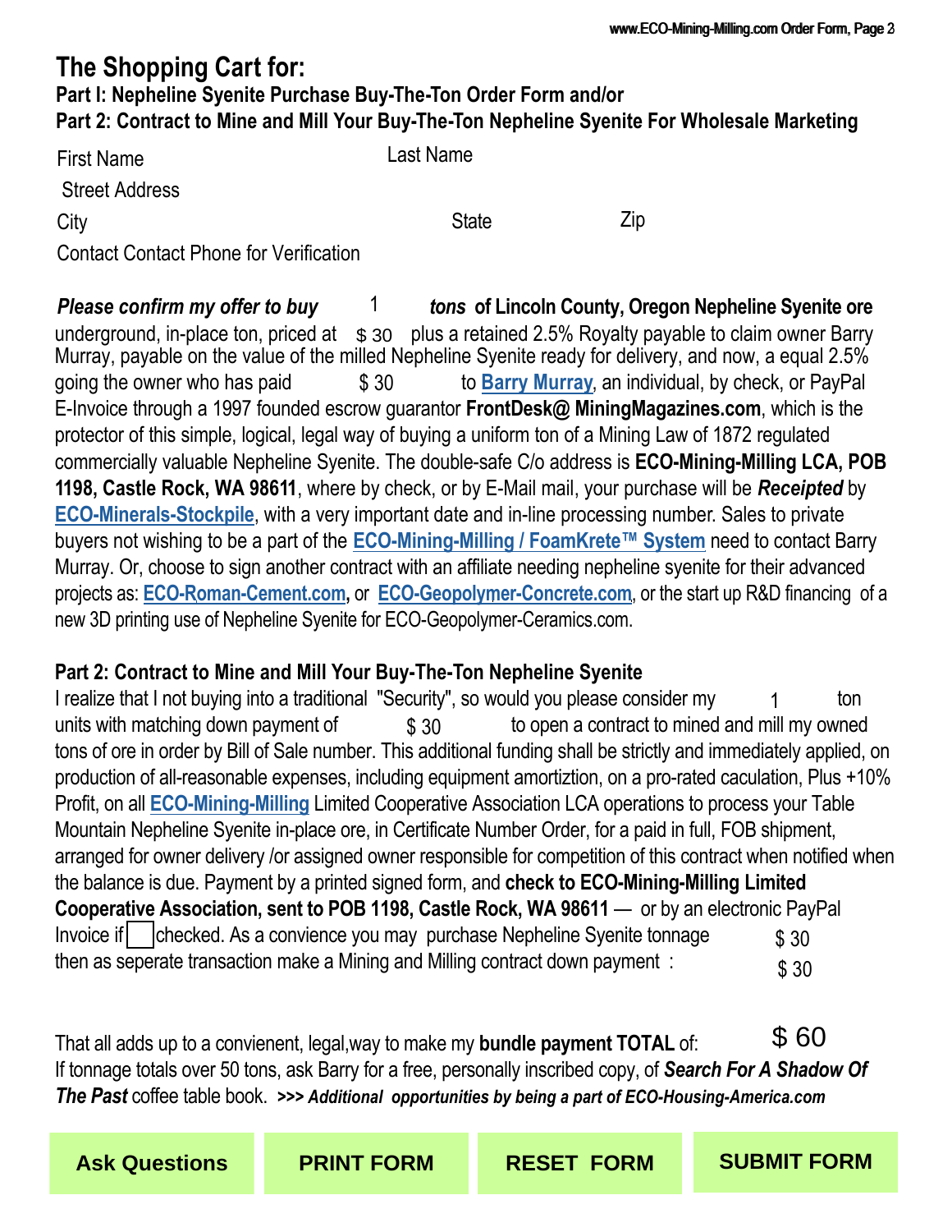# The Shopping Cart for:

**Part I: Nepheline Syenite Purchase Buy-The-Ton Order Form and/or**
**Part 2: Contract to Mine and Mill Your Buy-The-Ton Nepheline Syenite For Wholesale Marketing**

First Name Last Name

Street Address

City State Zip

Contact Contact Phone for Verification

***Please confirm my offer to buy*** 1 ***tons*** **of Lincoln County, Oregon Nepheline Syenite ore** underground, in-place ton, priced at $ 30 plus a retained 2.5% Royalty payable to claim owner Barry Murray, payable on the value of the milled Nepheline Syenite ready for delivery, and now, a equal 2.5% going the owner who has paid $ 30 to **Barry Murray**, an individual, by check, or PayPal E-Invoice through a 1997 founded escrow guarantor **FrontDesk@ MiningMagazines.com**, which is the protector of this simple, logical, legal way of buying a uniform ton of a Mining Law of 1872 regulated commercially valuable Nepheline Syenite. The double-safe C/o address is **ECO-Mining-Milling LCA, POB 1198, Castle Rock, WA 98611**, where by check, or by E-Mail mail, your purchase will be ***Receipted*** by **ECO-Minerals-Stockpile**, with a very important date and in-line processing number. Sales to private buyers not wishing to be a part of the **ECO-Mining-Milling / FoamKrete™ System** need to contact Barry Murray. Or, choose to sign another contract with an affiliate needing nepheline syenite for their advanced projects as: **ECO-Roman-Cement.com,** or **ECO-Geopolymer-Concrete.com**, or the start up R&D financing of a new 3D printing use of Nepheline Syenite for ECO-Geopolymer-Ceramics.com.

**Part 2: Contract to Mine and Mill Your Buy-The-Ton Nepheline Syenite**

I realize that I not buying into a traditional "Security", so would you please consider my 1 ton units with matching down payment of $ 30 to open a contract to mined and mill my owned tons of ore in order by Bill of Sale number. This additional funding shall be strictly and immediately applied, on production of all-reasonable expenses, including equipment amortiztion, on a pro-rated caculation, Plus +10% Profit, on all **ECO-Mining-Milling** Limited Cooperative Association LCA operations to process your Table Mountain Nepheline Syenite in-place ore, in Certificate Number Order, for a paid in full, FOB shipment, arranged for owner delivery /or assigned owner responsible for competition of this contract when notified when the balance is due. Payment by a printed signed form, and **check to ECO-Mining-Milling Limited Cooperative Association, sent to POB 1198, Castle Rock, WA 98611** — or by an electronic PayPal Invoice if ☐ checked. As a convience you may purchase Nepheline Syenite tonnage $ 30 then as seperate transaction make a Mining and Milling contract down payment : $ 30

That all adds up to a convienent, legal,way to make my **bundle payment TOTAL** of: $ 60

If tonnage totals over 50 tons, ask Barry for a free, personally inscribed copy, of ***Search For A Shadow Of The Past*** coffee table book. ***>>> Additional opportunities by being a part of ECO-Housing-America.com***

**Ask Questions** | **PRINT FORM** | **RESET FORM** | **SUBMIT FORM**